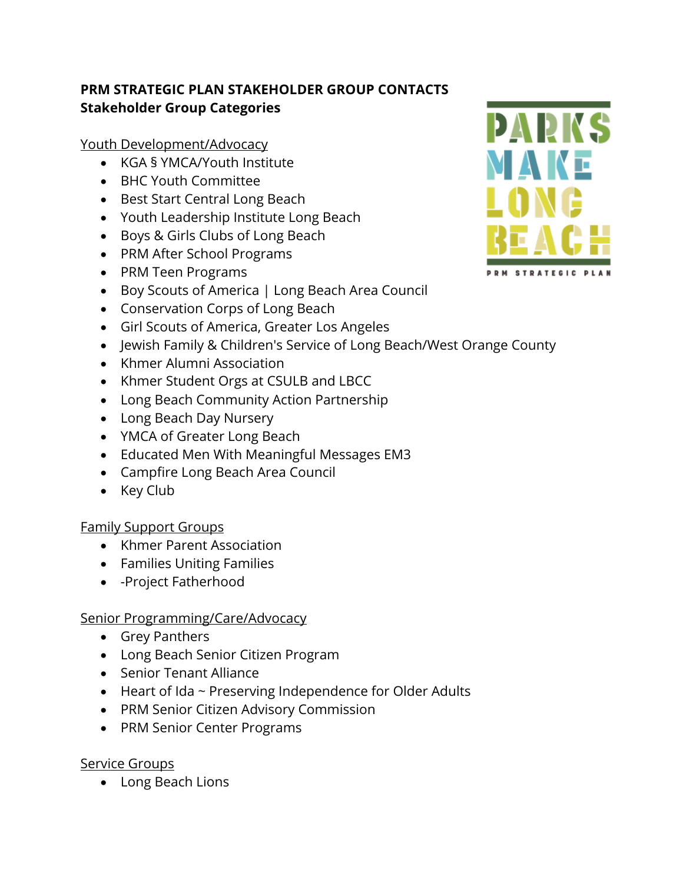**PRM STRATEGIC PLAN STAKEHOLDER GROUP CONTACTS**
**Stakeholder Group Categories**

PARKS MAKE LONG BEACH
PRM STRATEGIC PLAN

Youth Development/Advocacy

- KGA § YMCA/Youth Institute
- BHC Youth Committee
- Best Start Central Long Beach
- Youth Leadership Institute Long Beach
- Boys & Girls Clubs of Long Beach
- PRM After School Programs
- PRM Teen Programs
- Boy Scouts of America | Long Beach Area Council
- Conservation Corps of Long Beach
- Girl Scouts of America, Greater Los Angeles
- Jewish Family & Children's Service of Long Beach/West Orange County
- Khmer Alumni Association
- Khmer Student Orgs at CSULB and LBCC
- Long Beach Community Action Partnership
- Long Beach Day Nursery
- YMCA of Greater Long Beach
- Educated Men With Meaningful Messages EM3
- Campfire Long Beach Area Council
- Key Club

Family Support Groups

- Khmer Parent Association
- Families Uniting Families
- -Project Fatherhood

Senior Programming/Care/Advocacy

- Grey Panthers
- Long Beach Senior Citizen Program
- Senior Tenant Alliance
- Heart of Ida ~ Preserving Independence for Older Adults
- PRM Senior Citizen Advisory Commission
- PRM Senior Center Programs

Service Groups

- Long Beach Lions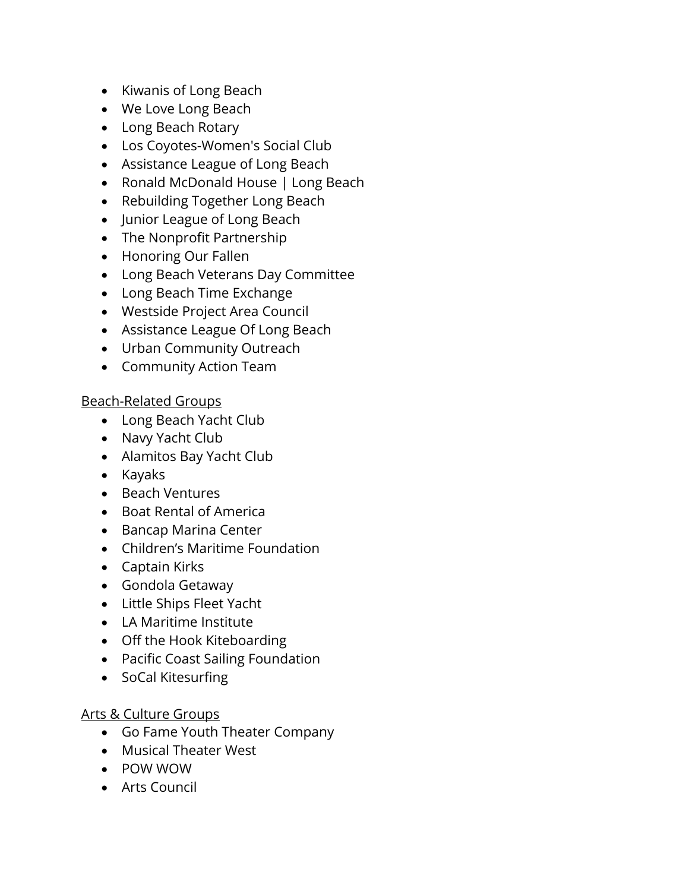- Kiwanis of Long Beach
- We Love Long Beach
- Long Beach Rotary
- Los Coyotes-Women's Social Club
- Assistance League of Long Beach
- Ronald McDonald House | Long Beach
- Rebuilding Together Long Beach
- Junior League of Long Beach
- The Nonprofit Partnership
- Honoring Our Fallen
- Long Beach Veterans Day Committee
- Long Beach Time Exchange
- Westside Project Area Council
- Assistance League Of Long Beach
- Urban Community Outreach
- Community Action Team

<u>Beach-Related Groups</u>

- Long Beach Yacht Club
- Navy Yacht Club
- Alamitos Bay Yacht Club
- Kayaks
- Beach Ventures
- Boat Rental of America
- Bancap Marina Center
- Children's Maritime Foundation
- Captain Kirks
- Gondola Getaway
- Little Ships Fleet Yacht
- LA Maritime Institute
- Off the Hook Kiteboarding
- Pacific Coast Sailing Foundation
- SoCal Kitesurfing

<u>Arts & Culture Groups</u>

- Go Fame Youth Theater Company
- Musical Theater West
- POW WOW
- Arts Council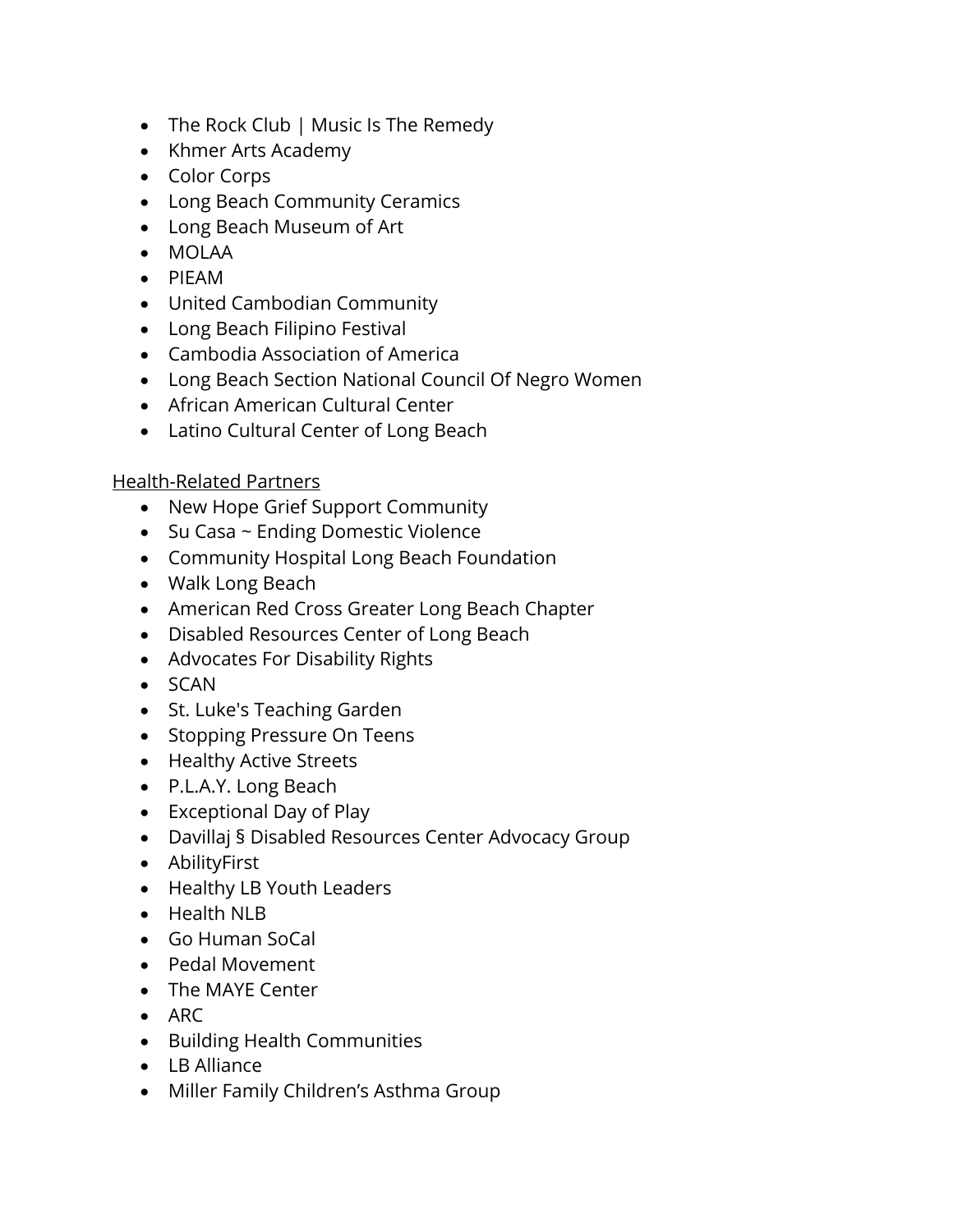- The Rock Club | Music Is The Remedy
- Khmer Arts Academy
- Color Corps
- Long Beach Community Ceramics
- Long Beach Museum of Art
- MOLAA
- PIEAM
- United Cambodian Community
- Long Beach Filipino Festival
- Cambodia Association of America
- Long Beach Section National Council Of Negro Women
- African American Cultural Center
- Latino Cultural Center of Long Beach

<u>Health-Related Partners</u>

- New Hope Grief Support Community
- Su Casa ~ Ending Domestic Violence
- Community Hospital Long Beach Foundation
- Walk Long Beach
- American Red Cross Greater Long Beach Chapter
- Disabled Resources Center of Long Beach
- Advocates For Disability Rights
- SCAN
- St. Luke's Teaching Garden
- Stopping Pressure On Teens
- Healthy Active Streets
- P.L.A.Y. Long Beach
- Exceptional Day of Play
- Davillaj § Disabled Resources Center Advocacy Group
- AbilityFirst
- Healthy LB Youth Leaders
- Health NLB
- Go Human SoCal
- Pedal Movement
- The MAYE Center
- ARC
- Building Health Communities
- LB Alliance
- Miller Family Children's Asthma Group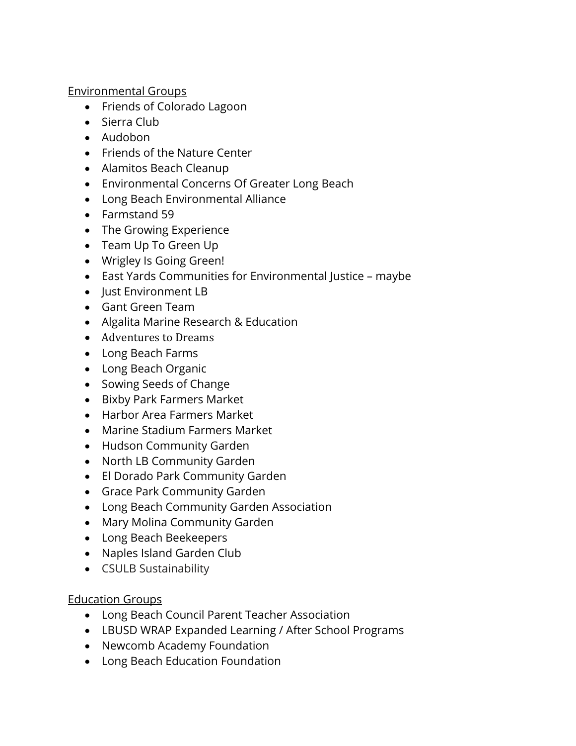<u>Environmental Groups</u>

- Friends of Colorado Lagoon
- Sierra Club
- Audobon
- Friends of the Nature Center
- Alamitos Beach Cleanup
- Environmental Concerns Of Greater Long Beach
- Long Beach Environmental Alliance
- Farmstand 59
- The Growing Experience
- Team Up To Green Up
- Wrigley Is Going Green!
- East Yards Communities for Environmental Justice – maybe
- Just Environment LB
- Gant Green Team
- Algalita Marine Research & Education
- Adventures to Dreams
- Long Beach Farms
- Long Beach Organic
- Sowing Seeds of Change
- Bixby Park Farmers Market
- Harbor Area Farmers Market
- Marine Stadium Farmers Market
- Hudson Community Garden
- North LB Community Garden
- El Dorado Park Community Garden
- Grace Park Community Garden
- Long Beach Community Garden Association
- Mary Molina Community Garden
- Long Beach Beekeepers
- Naples Island Garden Club
- CSULB Sustainability

<u>Education Groups</u>

- Long Beach Council Parent Teacher Association
- LBUSD WRAP Expanded Learning / After School Programs
- Newcomb Academy Foundation
- Long Beach Education Foundation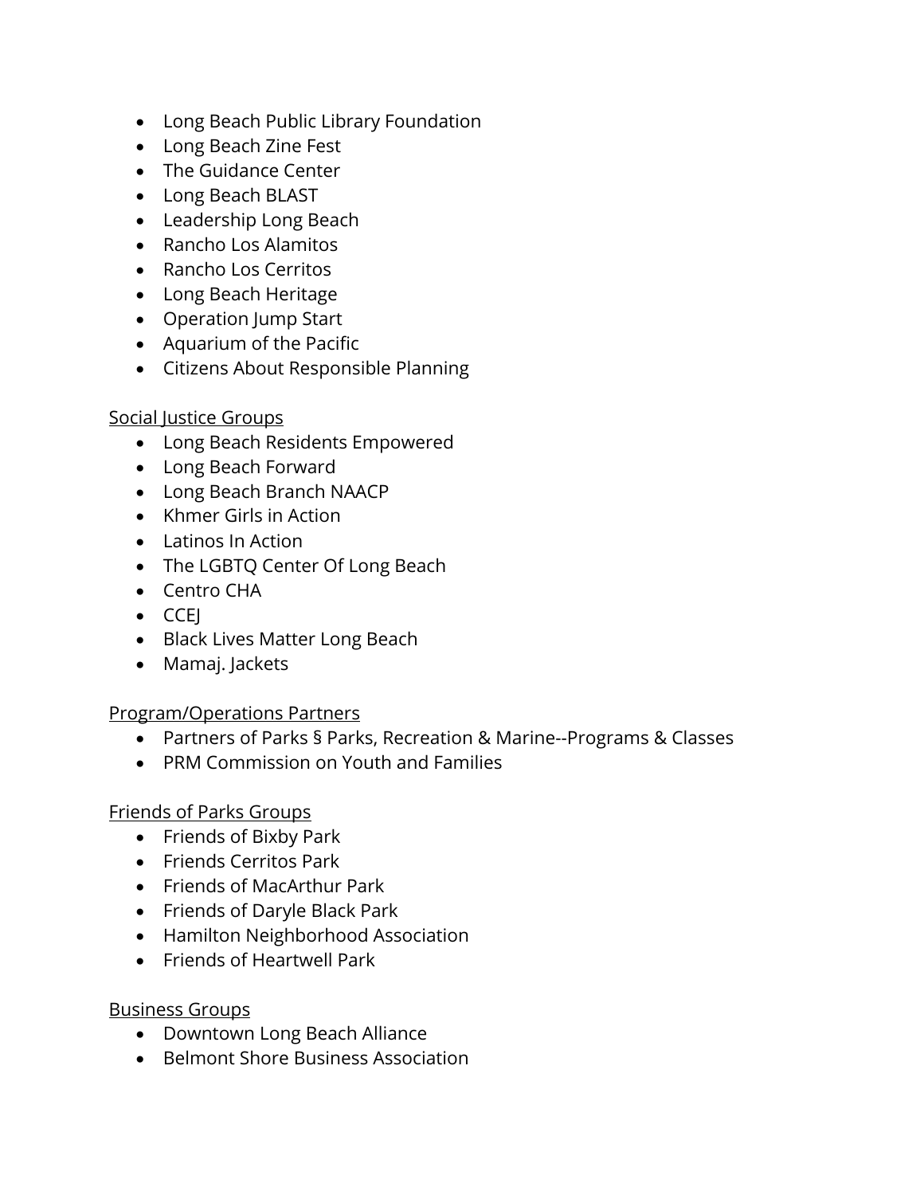- Long Beach Public Library Foundation
- Long Beach Zine Fest
- The Guidance Center
- Long Beach BLAST
- Leadership Long Beach
- Rancho Los Alamitos
- Rancho Los Cerritos
- Long Beach Heritage
- Operation Jump Start
- Aquarium of the Pacific
- Citizens About Responsible Planning

<u>Social Justice Groups</u>

- Long Beach Residents Empowered
- Long Beach Forward
- Long Beach Branch NAACP
- Khmer Girls in Action
- Latinos In Action
- The LGBTQ Center Of Long Beach
- Centro CHA
- CCEJ
- Black Lives Matter Long Beach
- Mamaj. Jackets

<u>Program/Operations Partners</u>

- Partners of Parks § Parks, Recreation & Marine--Programs & Classes
- PRM Commission on Youth and Families

<u>Friends of Parks Groups</u>

- Friends of Bixby Park
- Friends Cerritos Park
- Friends of MacArthur Park
- Friends of Daryle Black Park
- Hamilton Neighborhood Association
- Friends of Heartwell Park

<u>Business Groups</u>

- Downtown Long Beach Alliance
- Belmont Shore Business Association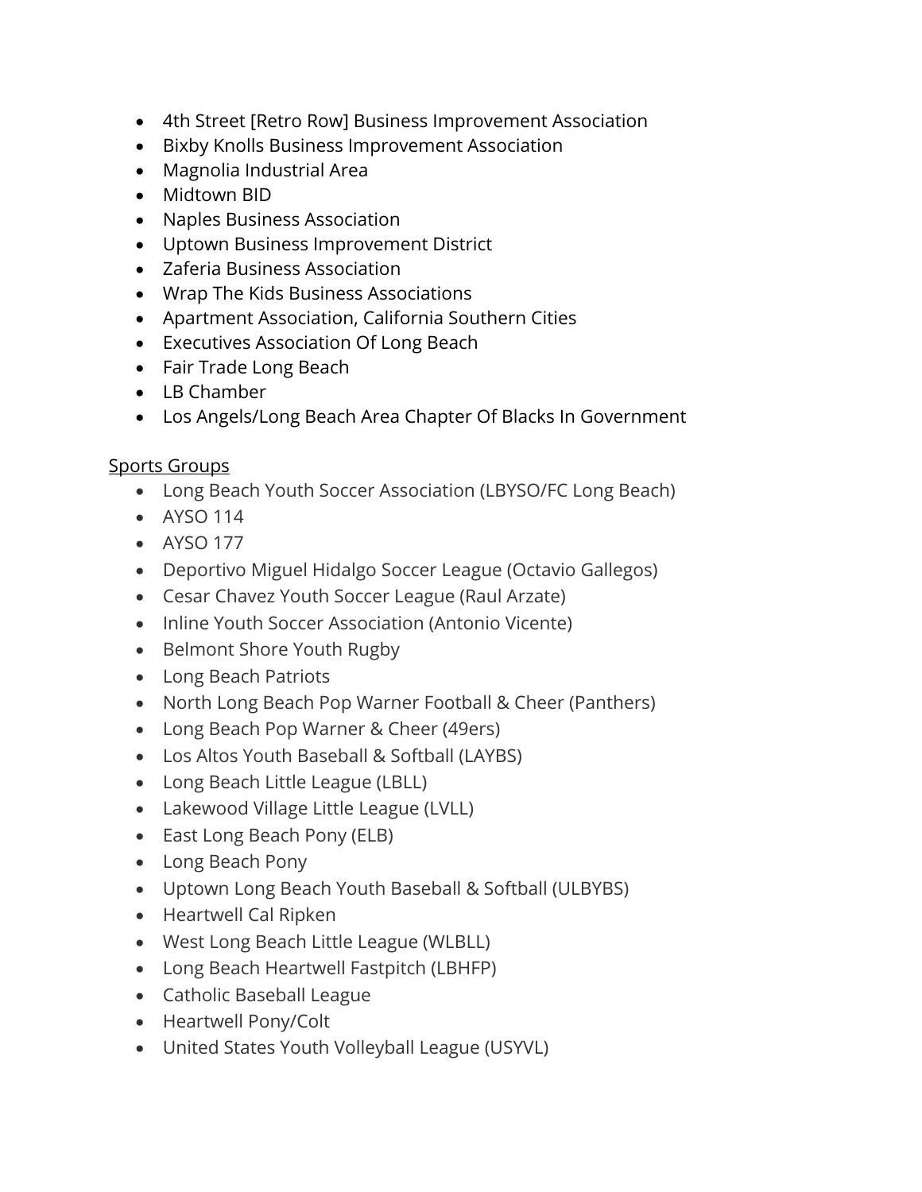- 4th Street [Retro Row] Business Improvement Association
- Bixby Knolls Business Improvement Association
- Magnolia Industrial Area
- Midtown BID
- Naples Business Association
- Uptown Business Improvement District
- Zaferia Business Association
- Wrap The Kids Business Associations
- Apartment Association, California Southern Cities
- Executives Association Of Long Beach
- Fair Trade Long Beach
- LB Chamber
- Los Angels/Long Beach Area Chapter Of Blacks In Government

<u>Sports Groups</u>

- Long Beach Youth Soccer Association (LBYSO/FC Long Beach)
- AYSO 114
- AYSO 177
- Deportivo Miguel Hidalgo Soccer League (Octavio Gallegos)
- Cesar Chavez Youth Soccer League (Raul Arzate)
- Inline Youth Soccer Association (Antonio Vicente)
- Belmont Shore Youth Rugby
- Long Beach Patriots
- North Long Beach Pop Warner Football & Cheer (Panthers)
- Long Beach Pop Warner & Cheer (49ers)
- Los Altos Youth Baseball & Softball (LAYBS)
- Long Beach Little League (LBLL)
- Lakewood Village Little League (LVLL)
- East Long Beach Pony (ELB)
- Long Beach Pony
- Uptown Long Beach Youth Baseball & Softball (ULBYBS)
- Heartwell Cal Ripken
- West Long Beach Little League (WLBLL)
- Long Beach Heartwell Fastpitch (LBHFP)
- Catholic Baseball League
- Heartwell Pony/Colt
- United States Youth Volleyball League (USYVL)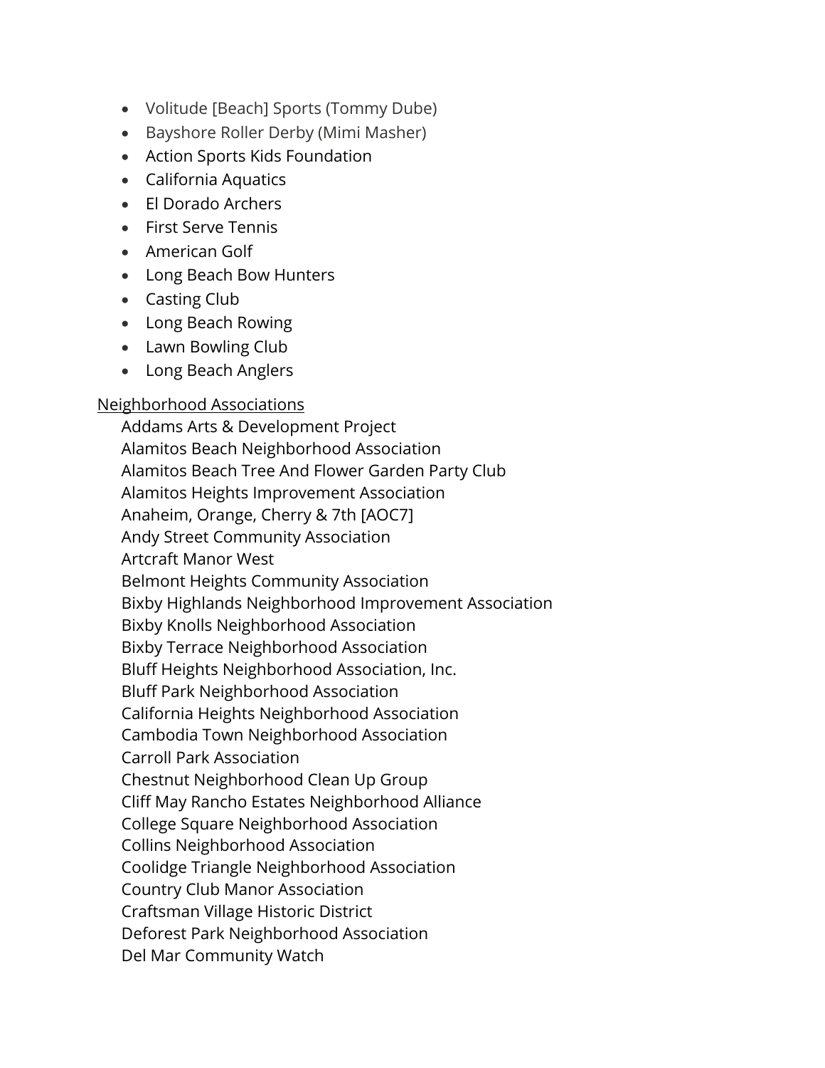- Volitude [Beach] Sports (Tommy Dube)
- Bayshore Roller Derby (Mimi Masher)
- Action Sports Kids Foundation
- California Aquatics
- El Dorado Archers
- First Serve Tennis
- American Golf
- Long Beach Bow Hunters
- Casting Club
- Long Beach Rowing
- Lawn Bowling Club
- Long Beach Anglers

<u>Neighborhood Associations</u>

Addams Arts & Development Project
Alamitos Beach Neighborhood Association
Alamitos Beach Tree And Flower Garden Party Club
Alamitos Heights Improvement Association
Anaheim, Orange, Cherry & 7th [AOC7]
Andy Street Community Association
Artcraft Manor West
Belmont Heights Community Association
Bixby Highlands Neighborhood Improvement Association
Bixby Knolls Neighborhood Association
Bixby Terrace Neighborhood Association
Bluff Heights Neighborhood Association, Inc.
Bluff Park Neighborhood Association
California Heights Neighborhood Association
Cambodia Town Neighborhood Association
Carroll Park Association
Chestnut Neighborhood Clean Up Group
Cliff May Rancho Estates Neighborhood Alliance
College Square Neighborhood Association
Collins Neighborhood Association
Coolidge Triangle Neighborhood Association
Country Club Manor Association
Craftsman Village Historic District
Deforest Park Neighborhood Association
Del Mar Community Watch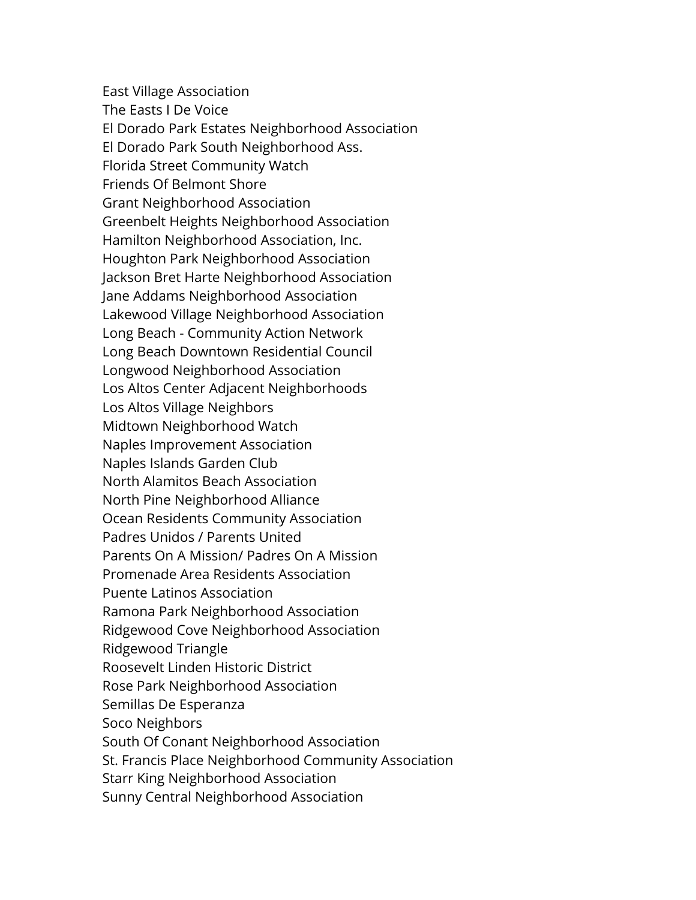East Village Association
The Easts I De Voice
El Dorado Park Estates Neighborhood Association
El Dorado Park South Neighborhood Ass.
Florida Street Community Watch
Friends Of Belmont Shore
Grant Neighborhood Association
Greenbelt Heights Neighborhood Association
Hamilton Neighborhood Association, Inc.
Houghton Park Neighborhood Association
Jackson Bret Harte Neighborhood Association
Jane Addams Neighborhood Association
Lakewood Village Neighborhood Association
Long Beach - Community Action Network
Long Beach Downtown Residential Council
Longwood Neighborhood Association
Los Altos Center Adjacent Neighborhoods
Los Altos Village Neighbors
Midtown Neighborhood Watch
Naples Improvement Association
Naples Islands Garden Club
North Alamitos Beach Association
North Pine Neighborhood Alliance
Ocean Residents Community Association
Padres Unidos / Parents United
Parents On A Mission/ Padres On A Mission
Promenade Area Residents Association
Puente Latinos Association
Ramona Park Neighborhood Association
Ridgewood Cove Neighborhood Association
Ridgewood Triangle
Roosevelt Linden Historic District
Rose Park Neighborhood Association
Semillas De Esperanza
Soco Neighbors
South Of Conant Neighborhood Association
St. Francis Place Neighborhood Community Association
Starr King Neighborhood Association
Sunny Central Neighborhood Association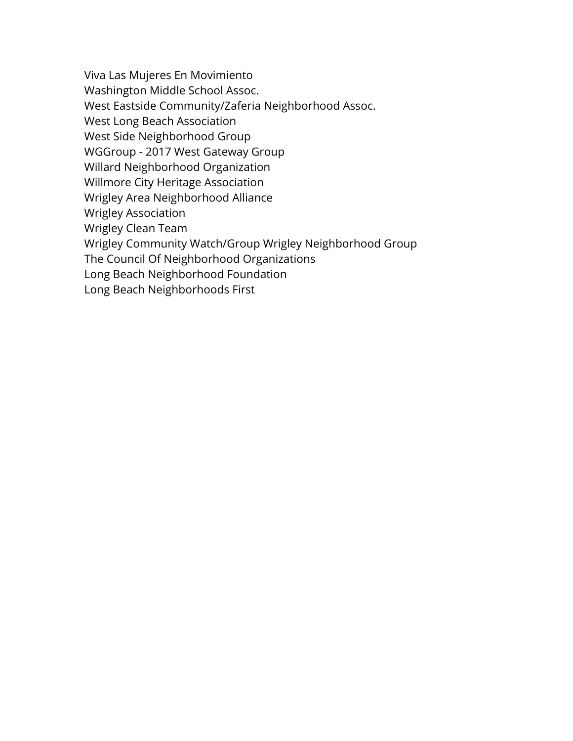Viva Las Mujeres En Movimiento
Washington Middle School Assoc.
West Eastside Community/Zaferia Neighborhood Assoc.
West Long Beach Association
West Side Neighborhood Group
WGGroup - 2017 West Gateway Group
Willard Neighborhood Organization
Willmore City Heritage Association
Wrigley Area Neighborhood Alliance
Wrigley Association
Wrigley Clean Team
Wrigley Community Watch/Group Wrigley Neighborhood Group
The Council Of Neighborhood Organizations
Long Beach Neighborhood Foundation
Long Beach Neighborhoods First